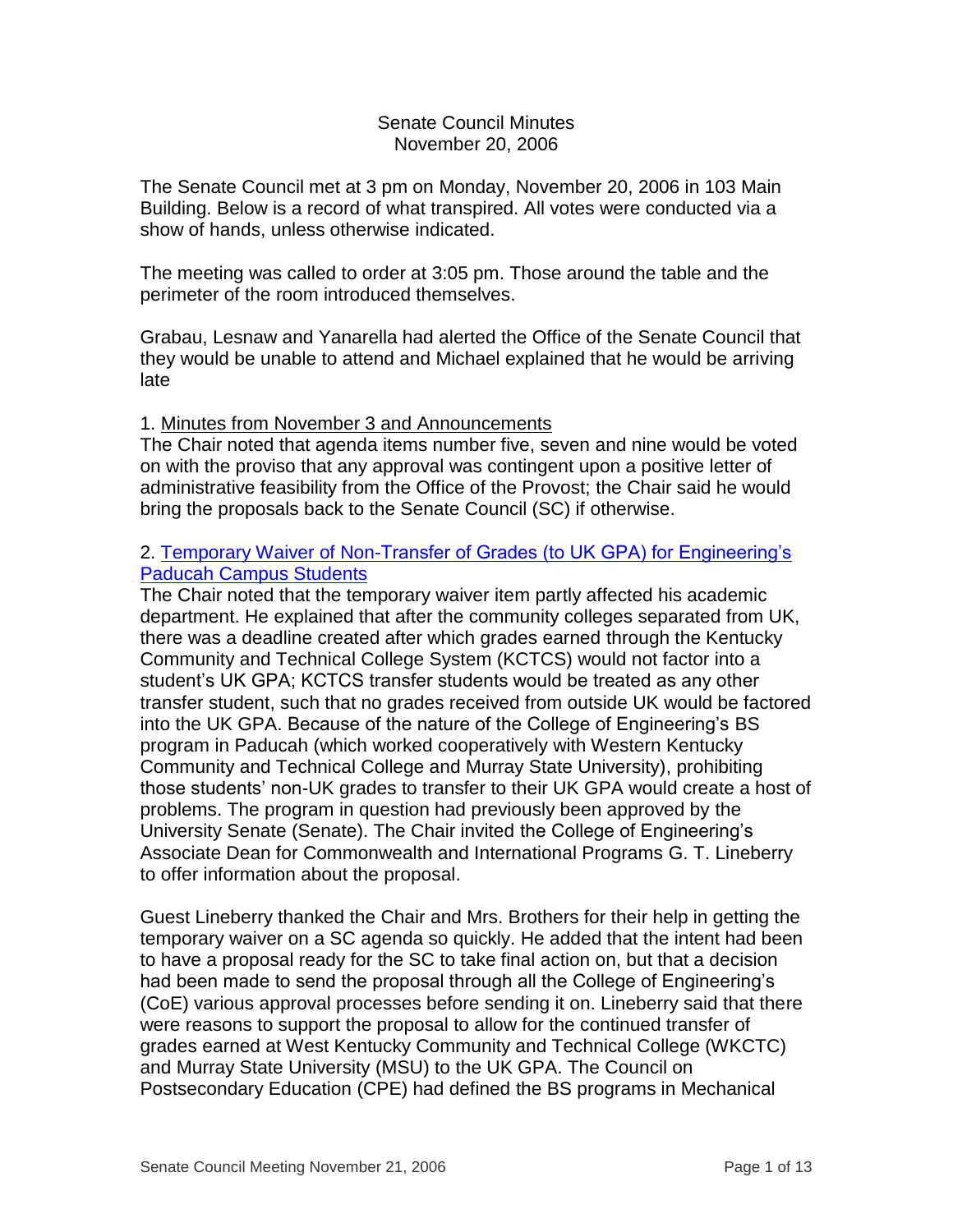Senate Council Minutes
November 20, 2006

The Senate Council met at 3 pm on Monday, November 20, 2006 in 103 Main Building. Below is a record of what transpired. All votes were conducted via a show of hands, unless otherwise indicated.

The meeting was called to order at 3:05 pm. Those around the table and the perimeter of the room introduced themselves.

Grabau, Lesnaw and Yanarella had alerted the Office of the Senate Council that they would be unable to attend and Michael explained that he would be arriving late

1. Minutes from November 3 and Announcements

The Chair noted that agenda items number five, seven and nine would be voted on with the proviso that any approval was contingent upon a positive letter of administrative feasibility from the Office of the Provost; the Chair said he would bring the proposals back to the Senate Council (SC) if otherwise.

2. Temporary Waiver of Non-Transfer of Grades (to UK GPA) for Engineering's Paducah Campus Students

The Chair noted that the temporary waiver item partly affected his academic department. He explained that after the community colleges separated from UK, there was a deadline created after which grades earned through the Kentucky Community and Technical College System (KCTCS) would not factor into a student's UK GPA; KCTCS transfer students would be treated as any other transfer student, such that no grades received from outside UK would be factored into the UK GPA. Because of the nature of the College of Engineering's BS program in Paducah (which worked cooperatively with Western Kentucky Community and Technical College and Murray State University), prohibiting those students' non-UK grades to transfer to their UK GPA would create a host of problems. The program in question had previously been approved by the University Senate (Senate). The Chair invited the College of Engineering's Associate Dean for Commonwealth and International Programs G. T. Lineberry to offer information about the proposal.

Guest Lineberry thanked the Chair and Mrs. Brothers for their help in getting the temporary waiver on a SC agenda so quickly. He added that the intent had been to have a proposal ready for the SC to take final action on, but that a decision had been made to send the proposal through all the College of Engineering's (CoE) various approval processes before sending it on. Lineberry said that there were reasons to support the proposal to allow for the continued transfer of grades earned at West Kentucky Community and Technical College (WKCTC) and Murray State University (MSU) to the UK GPA. The Council on Postsecondary Education (CPE) had defined the BS programs in Mechanical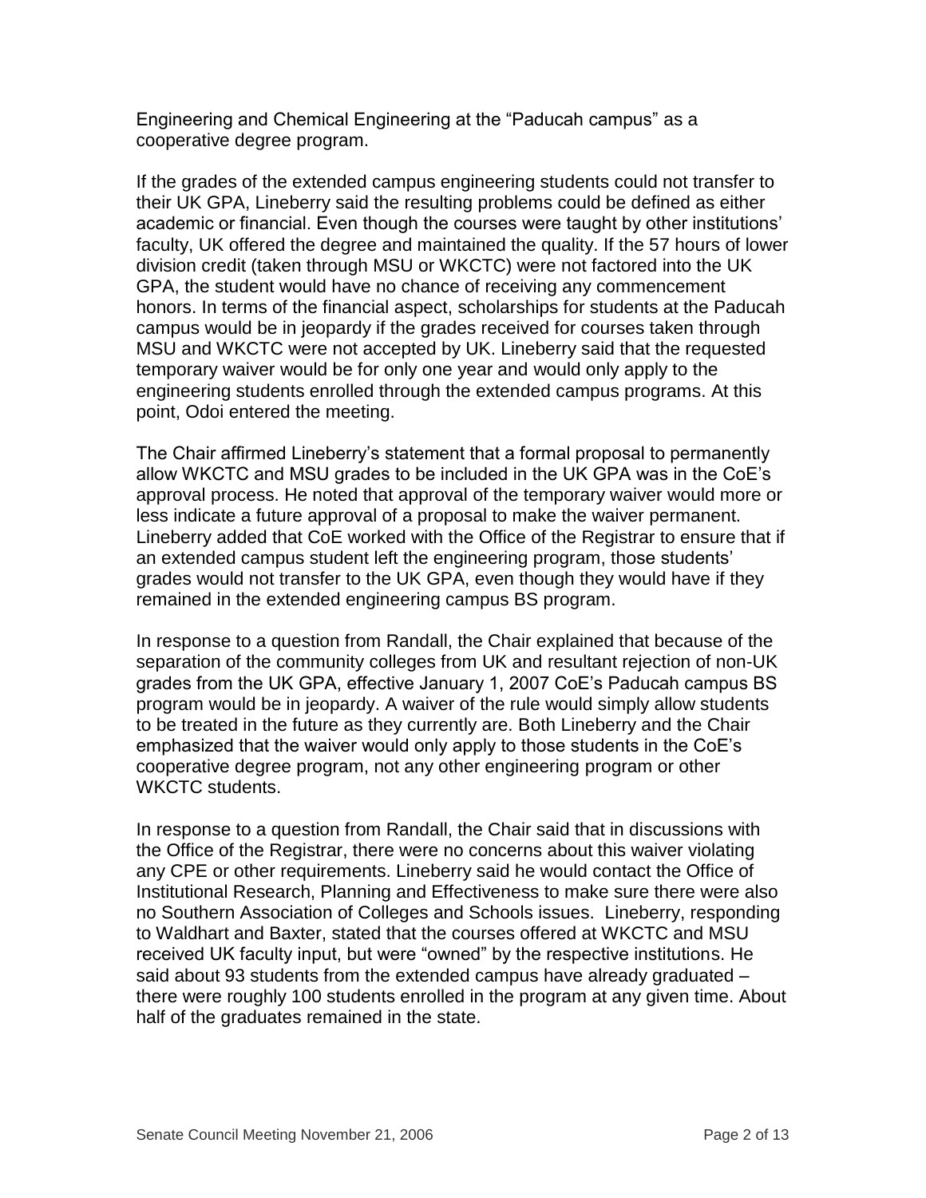Engineering and Chemical Engineering at the "Paducah campus" as a cooperative degree program.

If the grades of the extended campus engineering students could not transfer to their UK GPA, Lineberry said the resulting problems could be defined as either academic or financial. Even though the courses were taught by other institutions' faculty, UK offered the degree and maintained the quality. If the 57 hours of lower division credit (taken through MSU or WKCTC) were not factored into the UK GPA, the student would have no chance of receiving any commencement honors. In terms of the financial aspect, scholarships for students at the Paducah campus would be in jeopardy if the grades received for courses taken through MSU and WKCTC were not accepted by UK. Lineberry said that the requested temporary waiver would be for only one year and would only apply to the engineering students enrolled through the extended campus programs. At this point, Odoi entered the meeting.

The Chair affirmed Lineberry's statement that a formal proposal to permanently allow WKCTC and MSU grades to be included in the UK GPA was in the CoE's approval process. He noted that approval of the temporary waiver would more or less indicate a future approval of a proposal to make the waiver permanent. Lineberry added that CoE worked with the Office of the Registrar to ensure that if an extended campus student left the engineering program, those students' grades would not transfer to the UK GPA, even though they would have if they remained in the extended engineering campus BS program.

In response to a question from Randall, the Chair explained that because of the separation of the community colleges from UK and resultant rejection of non-UK grades from the UK GPA, effective January 1, 2007 CoE's Paducah campus BS program would be in jeopardy. A waiver of the rule would simply allow students to be treated in the future as they currently are. Both Lineberry and the Chair emphasized that the waiver would only apply to those students in the CoE's cooperative degree program, not any other engineering program or other WKCTC students.

In response to a question from Randall, the Chair said that in discussions with the Office of the Registrar, there were no concerns about this waiver violating any CPE or other requirements. Lineberry said he would contact the Office of Institutional Research, Planning and Effectiveness to make sure there were also no Southern Association of Colleges and Schools issues. Lineberry, responding to Waldhart and Baxter, stated that the courses offered at WKCTC and MSU received UK faculty input, but were "owned" by the respective institutions. He said about 93 students from the extended campus have already graduated – there were roughly 100 students enrolled in the program at any given time. About half of the graduates remained in the state.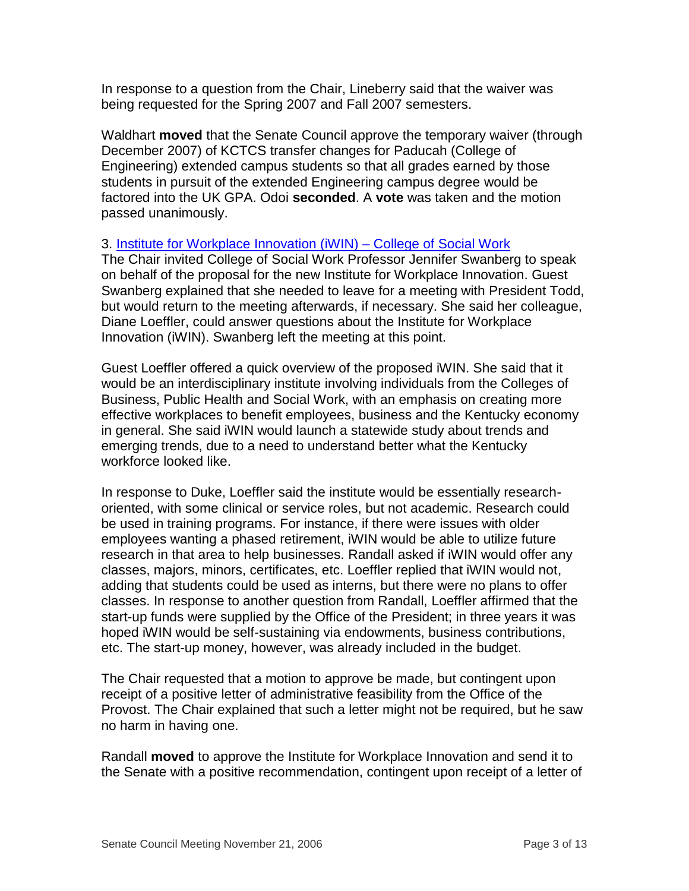In response to a question from the Chair, Lineberry said that the waiver was being requested for the Spring 2007 and Fall 2007 semesters.

Waldhart **moved** that the Senate Council approve the temporary waiver (through December 2007) of KCTCS transfer changes for Paducah (College of Engineering) extended campus students so that all grades earned by those students in pursuit of the extended Engineering campus degree would be factored into the UK GPA. Odoi **seconded**. A **vote** was taken and the motion passed unanimously.

3. Institute for Workplace Innovation (iWIN) – College of Social Work

The Chair invited College of Social Work Professor Jennifer Swanberg to speak on behalf of the proposal for the new Institute for Workplace Innovation. Guest Swanberg explained that she needed to leave for a meeting with President Todd, but would return to the meeting afterwards, if necessary. She said her colleague, Diane Loeffler, could answer questions about the Institute for Workplace Innovation (iWIN). Swanberg left the meeting at this point.

Guest Loeffler offered a quick overview of the proposed iWIN. She said that it would be an interdisciplinary institute involving individuals from the Colleges of Business, Public Health and Social Work, with an emphasis on creating more effective workplaces to benefit employees, business and the Kentucky economy in general. She said iWIN would launch a statewide study about trends and emerging trends, due to a need to understand better what the Kentucky workforce looked like.

In response to Duke, Loeffler said the institute would be essentially research-oriented, with some clinical or service roles, but not academic. Research could be used in training programs. For instance, if there were issues with older employees wanting a phased retirement, iWIN would be able to utilize future research in that area to help businesses. Randall asked if iWIN would offer any classes, majors, minors, certificates, etc. Loeffler replied that iWIN would not, adding that students could be used as interns, but there were no plans to offer classes. In response to another question from Randall, Loeffler affirmed that the start-up funds were supplied by the Office of the President; in three years it was hoped iWIN would be self-sustaining via endowments, business contributions, etc. The start-up money, however, was already included in the budget.

The Chair requested that a motion to approve be made, but contingent upon receipt of a positive letter of administrative feasibility from the Office of the Provost. The Chair explained that such a letter might not be required, but he saw no harm in having one.

Randall **moved** to approve the Institute for Workplace Innovation and send it to the Senate with a positive recommendation, contingent upon receipt of a letter of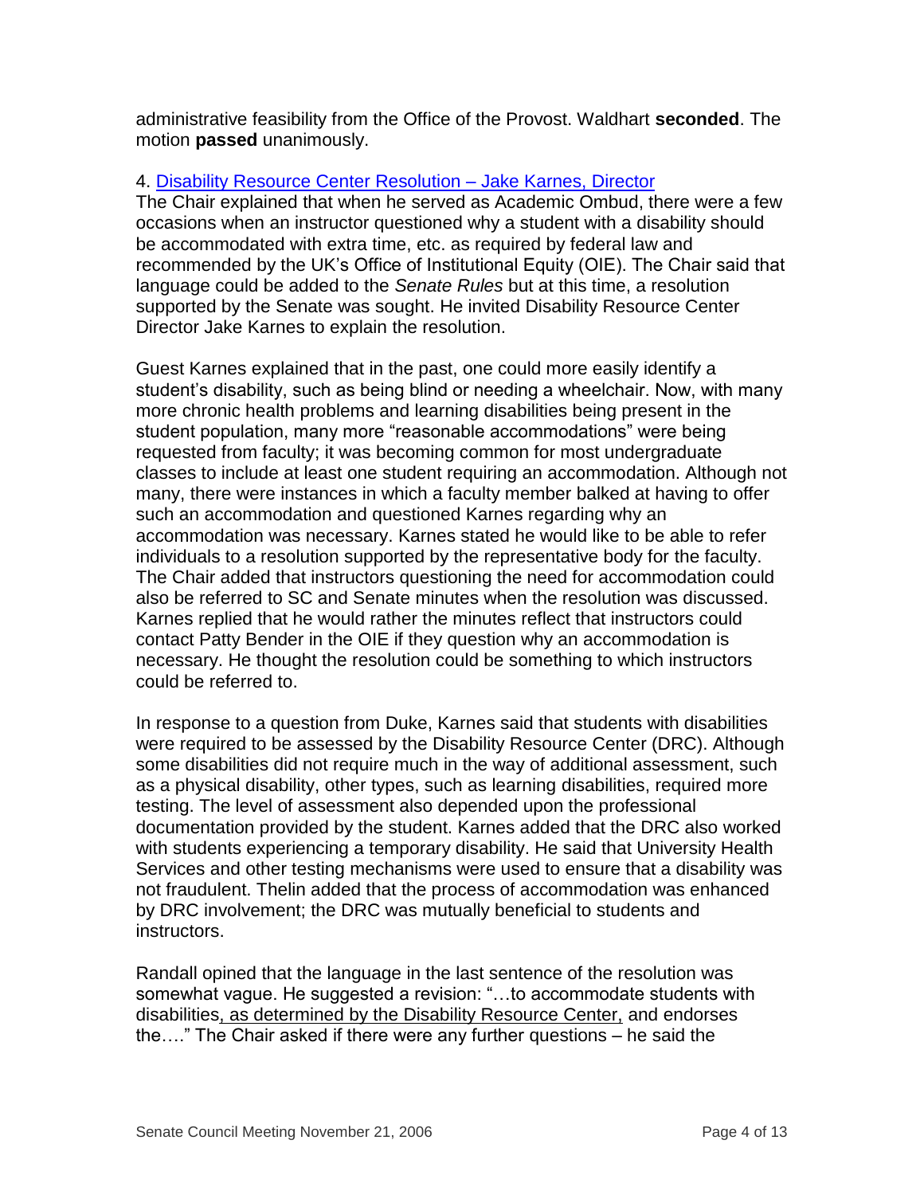administrative feasibility from the Office of the Provost. Waldhart **seconded**. The motion **passed** unanimously.

4. [Disability Resource Center Resolution – Jake Karnes, Director]
The Chair explained that when he served as Academic Ombud, there were a few occasions when an instructor questioned why a student with a disability should be accommodated with extra time, etc. as required by federal law and recommended by the UK's Office of Institutional Equity (OIE). The Chair said that language could be added to the *Senate Rules* but at this time, a resolution supported by the Senate was sought. He invited Disability Resource Center Director Jake Karnes to explain the resolution.

Guest Karnes explained that in the past, one could more easily identify a student's disability, such as being blind or needing a wheelchair. Now, with many more chronic health problems and learning disabilities being present in the student population, many more "reasonable accommodations" were being requested from faculty; it was becoming common for most undergraduate classes to include at least one student requiring an accommodation. Although not many, there were instances in which a faculty member balked at having to offer such an accommodation and questioned Karnes regarding why an accommodation was necessary. Karnes stated he would like to be able to refer individuals to a resolution supported by the representative body for the faculty. The Chair added that instructors questioning the need for accommodation could also be referred to SC and Senate minutes when the resolution was discussed. Karnes replied that he would rather the minutes reflect that instructors could contact Patty Bender in the OIE if they question why an accommodation is necessary. He thought the resolution could be something to which instructors could be referred to.

In response to a question from Duke, Karnes said that students with disabilities were required to be assessed by the Disability Resource Center (DRC). Although some disabilities did not require much in the way of additional assessment, such as a physical disability, other types, such as learning disabilities, required more testing. The level of assessment also depended upon the professional documentation provided by the student. Karnes added that the DRC also worked with students experiencing a temporary disability. He said that University Health Services and other testing mechanisms were used to ensure that a disability was not fraudulent. Thelin added that the process of accommodation was enhanced by DRC involvement; the DRC was mutually beneficial to students and instructors.

Randall opined that the language in the last sentence of the resolution was somewhat vague. He suggested a revision: "…to accommodate students with disabilities<u>, as determined by the Disability Resource Center,</u> and endorses the…." The Chair asked if there were any further questions – he said the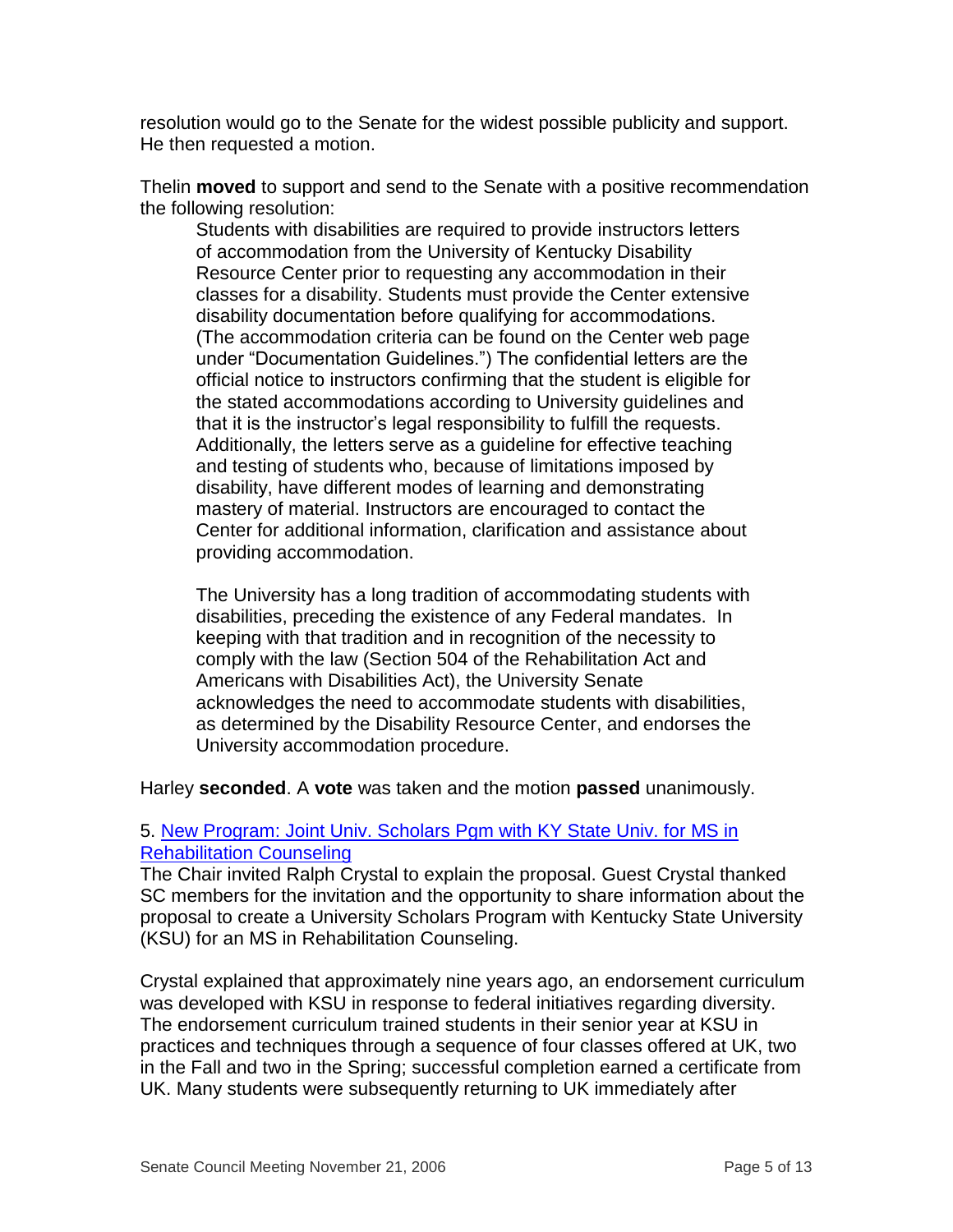resolution would go to the Senate for the widest possible publicity and support. He then requested a motion.

Thelin **moved** to support and send to the Senate with a positive recommendation the following resolution:

> Students with disabilities are required to provide instructors letters of accommodation from the University of Kentucky Disability Resource Center prior to requesting any accommodation in their classes for a disability. Students must provide the Center extensive disability documentation before qualifying for accommodations. (The accommodation criteria can be found on the Center web page under "Documentation Guidelines.") The confidential letters are the official notice to instructors confirming that the student is eligible for the stated accommodations according to University guidelines and that it is the instructor's legal responsibility to fulfill the requests. Additionally, the letters serve as a guideline for effective teaching and testing of students who, because of limitations imposed by disability, have different modes of learning and demonstrating mastery of material. Instructors are encouraged to contact the Center for additional information, clarification and assistance about providing accommodation.
>
> The University has a long tradition of accommodating students with disabilities, preceding the existence of any Federal mandates. In keeping with that tradition and in recognition of the necessity to comply with the law (Section 504 of the Rehabilitation Act and Americans with Disabilities Act), the University Senate acknowledges the need to accommodate students with disabilities, as determined by the Disability Resource Center, and endorses the University accommodation procedure.

Harley **seconded**. A **vote** was taken and the motion **passed** unanimously.

5. New Program: Joint Univ. Scholars Pgm with KY State Univ. for MS in Rehabilitation Counseling

The Chair invited Ralph Crystal to explain the proposal. Guest Crystal thanked SC members for the invitation and the opportunity to share information about the proposal to create a University Scholars Program with Kentucky State University (KSU) for an MS in Rehabilitation Counseling.

Crystal explained that approximately nine years ago, an endorsement curriculum was developed with KSU in response to federal initiatives regarding diversity. The endorsement curriculum trained students in their senior year at KSU in practices and techniques through a sequence of four classes offered at UK, two in the Fall and two in the Spring; successful completion earned a certificate from UK. Many students were subsequently returning to UK immediately after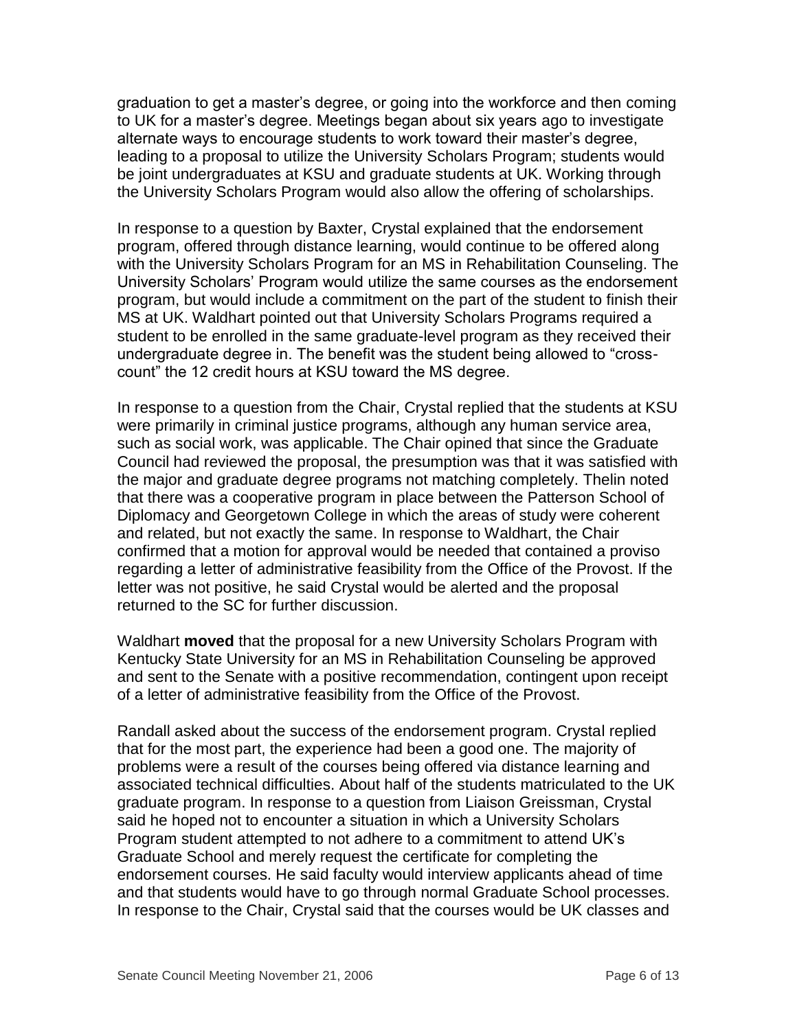graduation to get a master's degree, or going into the workforce and then coming to UK for a master's degree. Meetings began about six years ago to investigate alternate ways to encourage students to work toward their master's degree, leading to a proposal to utilize the University Scholars Program; students would be joint undergraduates at KSU and graduate students at UK. Working through the University Scholars Program would also allow the offering of scholarships.

In response to a question by Baxter, Crystal explained that the endorsement program, offered through distance learning, would continue to be offered along with the University Scholars Program for an MS in Rehabilitation Counseling. The University Scholars' Program would utilize the same courses as the endorsement program, but would include a commitment on the part of the student to finish their MS at UK. Waldhart pointed out that University Scholars Programs required a student to be enrolled in the same graduate-level program as they received their undergraduate degree in. The benefit was the student being allowed to "cross-count" the 12 credit hours at KSU toward the MS degree.

In response to a question from the Chair, Crystal replied that the students at KSU were primarily in criminal justice programs, although any human service area, such as social work, was applicable. The Chair opined that since the Graduate Council had reviewed the proposal, the presumption was that it was satisfied with the major and graduate degree programs not matching completely. Thelin noted that there was a cooperative program in place between the Patterson School of Diplomacy and Georgetown College in which the areas of study were coherent and related, but not exactly the same. In response to Waldhart, the Chair confirmed that a motion for approval would be needed that contained a proviso regarding a letter of administrative feasibility from the Office of the Provost. If the letter was not positive, he said Crystal would be alerted and the proposal returned to the SC for further discussion.

Waldhart **moved** that the proposal for a new University Scholars Program with Kentucky State University for an MS in Rehabilitation Counseling be approved and sent to the Senate with a positive recommendation, contingent upon receipt of a letter of administrative feasibility from the Office of the Provost.

Randall asked about the success of the endorsement program. Crystal replied that for the most part, the experience had been a good one. The majority of problems were a result of the courses being offered via distance learning and associated technical difficulties. About half of the students matriculated to the UK graduate program. In response to a question from Liaison Greissman, Crystal said he hoped not to encounter a situation in which a University Scholars Program student attempted to not adhere to a commitment to attend UK's Graduate School and merely request the certificate for completing the endorsement courses. He said faculty would interview applicants ahead of time and that students would have to go through normal Graduate School processes. In response to the Chair, Crystal said that the courses would be UK classes and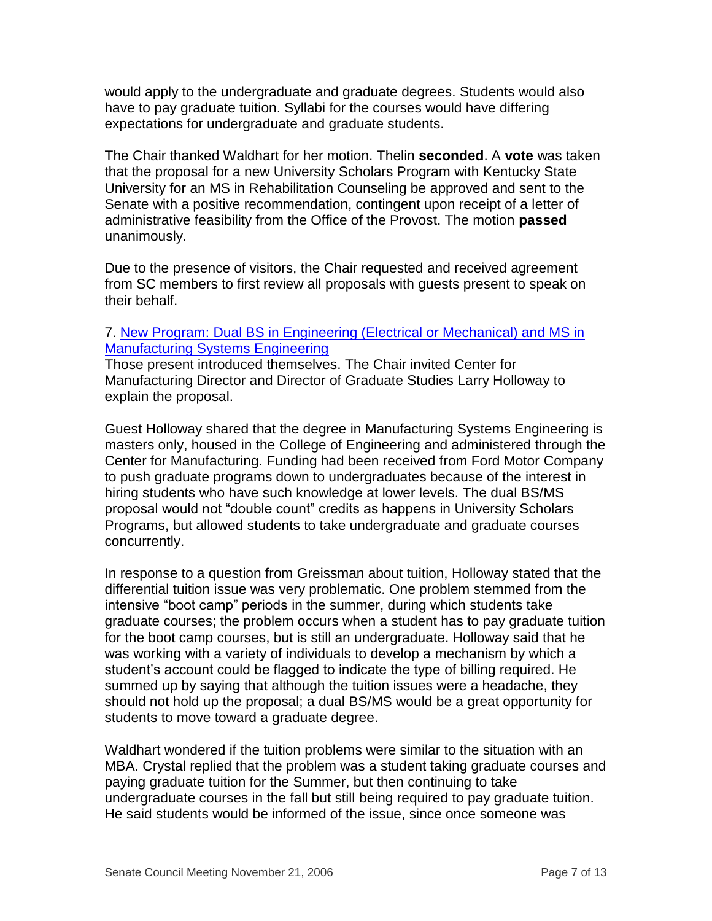would apply to the undergraduate and graduate degrees. Students would also have to pay graduate tuition. Syllabi for the courses would have differing expectations for undergraduate and graduate students.

The Chair thanked Waldhart for her motion. Thelin **seconded**. A **vote** was taken that the proposal for a new University Scholars Program with Kentucky State University for an MS in Rehabilitation Counseling be approved and sent to the Senate with a positive recommendation, contingent upon receipt of a letter of administrative feasibility from the Office of the Provost. The motion **passed** unanimously.

Due to the presence of visitors, the Chair requested and received agreement from SC members to first review all proposals with guests present to speak on their behalf.

7. New Program: Dual BS in Engineering (Electrical or Mechanical) and MS in Manufacturing Systems Engineering
Those present introduced themselves. The Chair invited Center for Manufacturing Director and Director of Graduate Studies Larry Holloway to explain the proposal.

Guest Holloway shared that the degree in Manufacturing Systems Engineering is masters only, housed in the College of Engineering and administered through the Center for Manufacturing. Funding had been received from Ford Motor Company to push graduate programs down to undergraduates because of the interest in hiring students who have such knowledge at lower levels. The dual BS/MS proposal would not "double count" credits as happens in University Scholars Programs, but allowed students to take undergraduate and graduate courses concurrently.

In response to a question from Greissman about tuition, Holloway stated that the differential tuition issue was very problematic. One problem stemmed from the intensive "boot camp" periods in the summer, during which students take graduate courses; the problem occurs when a student has to pay graduate tuition for the boot camp courses, but is still an undergraduate. Holloway said that he was working with a variety of individuals to develop a mechanism by which a student's account could be flagged to indicate the type of billing required. He summed up by saying that although the tuition issues were a headache, they should not hold up the proposal; a dual BS/MS would be a great opportunity for students to move toward a graduate degree.

Waldhart wondered if the tuition problems were similar to the situation with an MBA. Crystal replied that the problem was a student taking graduate courses and paying graduate tuition for the Summer, but then continuing to take undergraduate courses in the fall but still being required to pay graduate tuition. He said students would be informed of the issue, since once someone was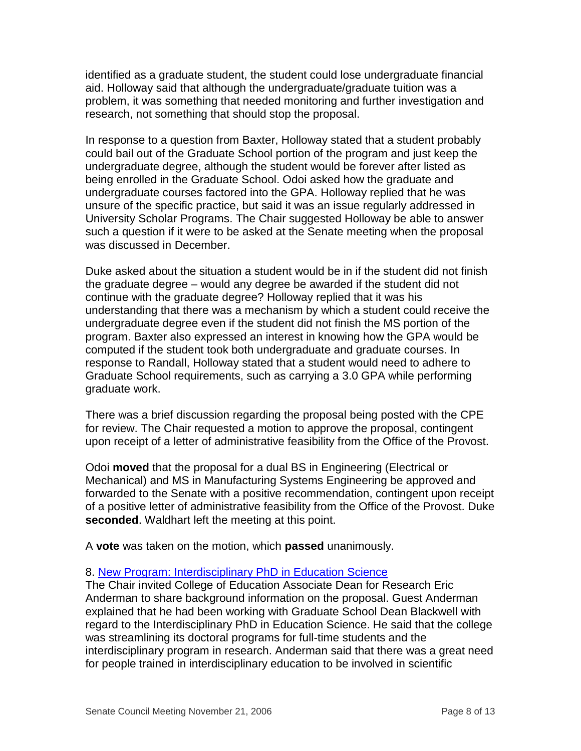identified as a graduate student, the student could lose undergraduate financial aid. Holloway said that although the undergraduate/graduate tuition was a problem, it was something that needed monitoring and further investigation and research, not something that should stop the proposal.

In response to a question from Baxter, Holloway stated that a student probably could bail out of the Graduate School portion of the program and just keep the undergraduate degree, although the student would be forever after listed as being enrolled in the Graduate School. Odoi asked how the graduate and undergraduate courses factored into the GPA. Holloway replied that he was unsure of the specific practice, but said it was an issue regularly addressed in University Scholar Programs. The Chair suggested Holloway be able to answer such a question if it were to be asked at the Senate meeting when the proposal was discussed in December.

Duke asked about the situation a student would be in if the student did not finish the graduate degree – would any degree be awarded if the student did not continue with the graduate degree? Holloway replied that it was his understanding that there was a mechanism by which a student could receive the undergraduate degree even if the student did not finish the MS portion of the program. Baxter also expressed an interest in knowing how the GPA would be computed if the student took both undergraduate and graduate courses. In response to Randall, Holloway stated that a student would need to adhere to Graduate School requirements, such as carrying a 3.0 GPA while performing graduate work.

There was a brief discussion regarding the proposal being posted with the CPE for review. The Chair requested a motion to approve the proposal, contingent upon receipt of a letter of administrative feasibility from the Office of the Provost.

Odoi **moved** that the proposal for a dual BS in Engineering (Electrical or Mechanical) and MS in Manufacturing Systems Engineering be approved and forwarded to the Senate with a positive recommendation, contingent upon receipt of a positive letter of administrative feasibility from the Office of the Provost. Duke **seconded**. Waldhart left the meeting at this point.

A **vote** was taken on the motion, which **passed** unanimously.

8. New Program: Interdisciplinary PhD in Education Science

The Chair invited College of Education Associate Dean for Research Eric Anderman to share background information on the proposal. Guest Anderman explained that he had been working with Graduate School Dean Blackwell with regard to the Interdisciplinary PhD in Education Science. He said that the college was streamlining its doctoral programs for full-time students and the interdisciplinary program in research. Anderman said that there was a great need for people trained in interdisciplinary education to be involved in scientific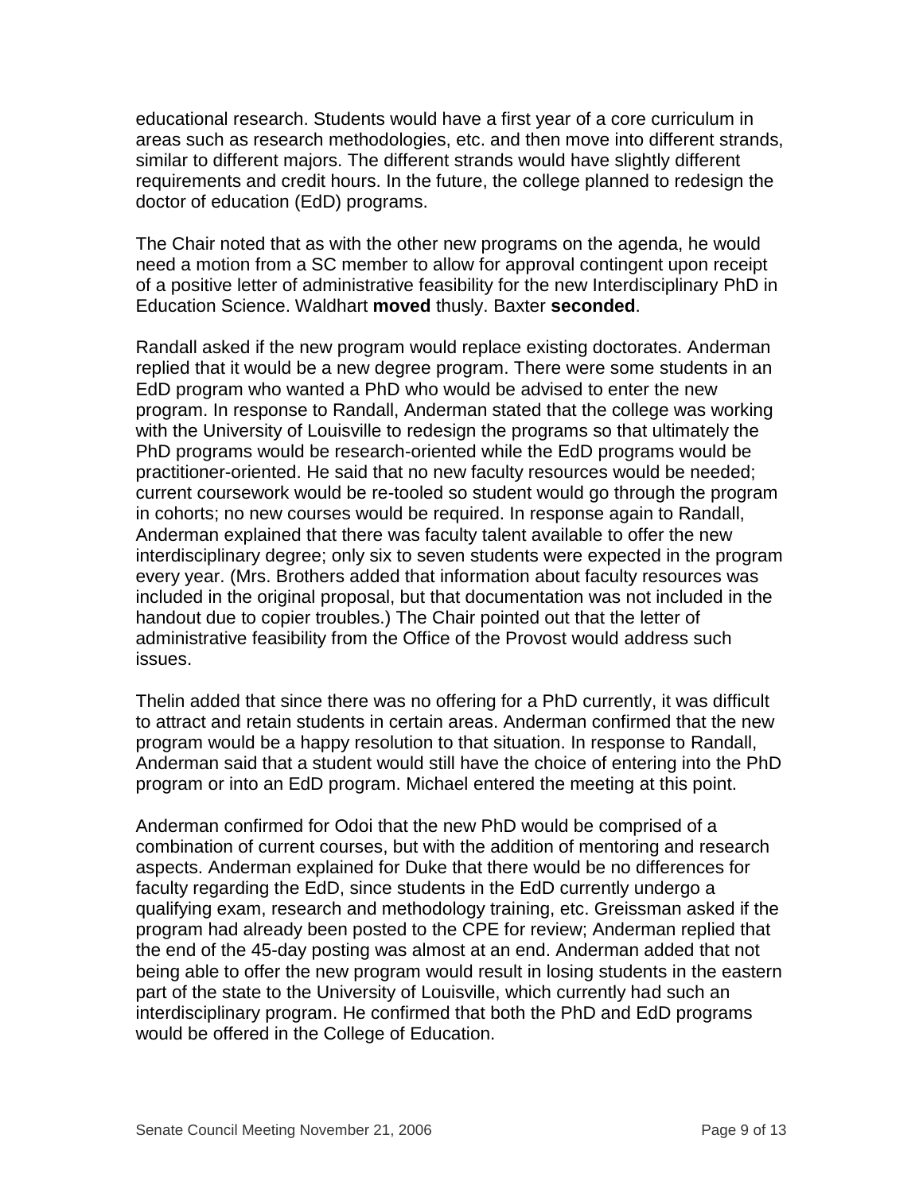educational research. Students would have a first year of a core curriculum in areas such as research methodologies, etc. and then move into different strands, similar to different majors. The different strands would have slightly different requirements and credit hours. In the future, the college planned to redesign the doctor of education (EdD) programs.

The Chair noted that as with the other new programs on the agenda, he would need a motion from a SC member to allow for approval contingent upon receipt of a positive letter of administrative feasibility for the new Interdisciplinary PhD in Education Science. Waldhart **moved** thusly. Baxter **seconded**.

Randall asked if the new program would replace existing doctorates. Anderman replied that it would be a new degree program. There were some students in an EdD program who wanted a PhD who would be advised to enter the new program. In response to Randall, Anderman stated that the college was working with the University of Louisville to redesign the programs so that ultimately the PhD programs would be research-oriented while the EdD programs would be practitioner-oriented. He said that no new faculty resources would be needed; current coursework would be re-tooled so student would go through the program in cohorts; no new courses would be required. In response again to Randall, Anderman explained that there was faculty talent available to offer the new interdisciplinary degree; only six to seven students were expected in the program every year. (Mrs. Brothers added that information about faculty resources was included in the original proposal, but that documentation was not included in the handout due to copier troubles.) The Chair pointed out that the letter of administrative feasibility from the Office of the Provost would address such issues.

Thelin added that since there was no offering for a PhD currently, it was difficult to attract and retain students in certain areas. Anderman confirmed that the new program would be a happy resolution to that situation. In response to Randall, Anderman said that a student would still have the choice of entering into the PhD program or into an EdD program. Michael entered the meeting at this point.

Anderman confirmed for Odoi that the new PhD would be comprised of a combination of current courses, but with the addition of mentoring and research aspects. Anderman explained for Duke that there would be no differences for faculty regarding the EdD, since students in the EdD currently undergo a qualifying exam, research and methodology training, etc. Greissman asked if the program had already been posted to the CPE for review; Anderman replied that the end of the 45-day posting was almost at an end. Anderman added that not being able to offer the new program would result in losing students in the eastern part of the state to the University of Louisville, which currently had such an interdisciplinary program. He confirmed that both the PhD and EdD programs would be offered in the College of Education.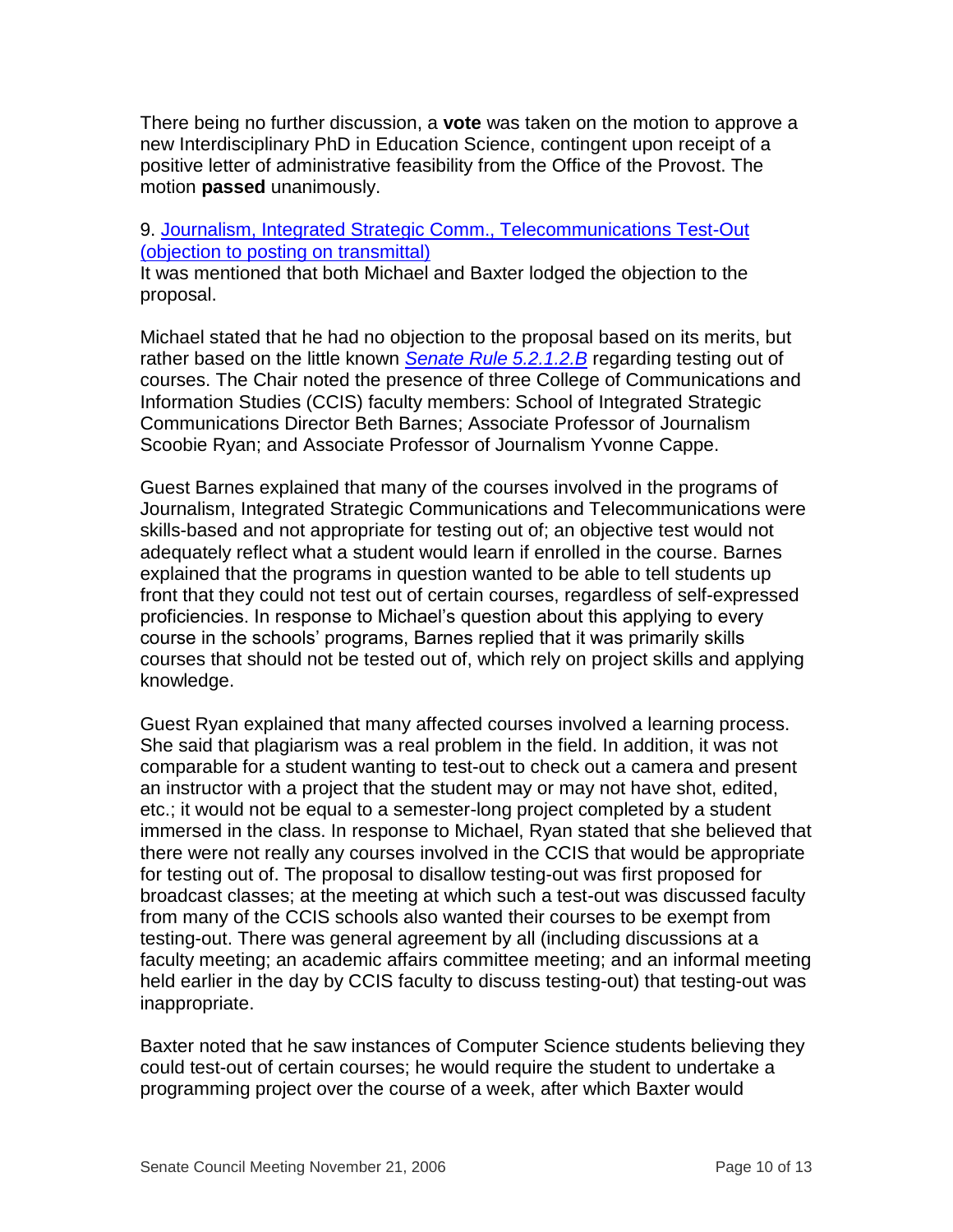There being no further discussion, a **vote** was taken on the motion to approve a new Interdisciplinary PhD in Education Science, contingent upon receipt of a positive letter of administrative feasibility from the Office of the Provost. The motion **passed** unanimously.

9. Journalism, Integrated Strategic Comm., Telecommunications Test-Out (objection to posting on transmittal)
It was mentioned that both Michael and Baxter lodged the objection to the proposal.

Michael stated that he had no objection to the proposal based on its merits, but rather based on the little known *Senate Rule 5.2.1.2.B* regarding testing out of courses. The Chair noted the presence of three College of Communications and Information Studies (CCIS) faculty members: School of Integrated Strategic Communications Director Beth Barnes; Associate Professor of Journalism Scoobie Ryan; and Associate Professor of Journalism Yvonne Cappe.

Guest Barnes explained that many of the courses involved in the programs of Journalism, Integrated Strategic Communications and Telecommunications were skills-based and not appropriate for testing out of; an objective test would not adequately reflect what a student would learn if enrolled in the course. Barnes explained that the programs in question wanted to be able to tell students up front that they could not test out of certain courses, regardless of self-expressed proficiencies. In response to Michael's question about this applying to every course in the schools' programs, Barnes replied that it was primarily skills courses that should not be tested out of, which rely on project skills and applying knowledge.

Guest Ryan explained that many affected courses involved a learning process. She said that plagiarism was a real problem in the field. In addition, it was not comparable for a student wanting to test-out to check out a camera and present an instructor with a project that the student may or may not have shot, edited, etc.; it would not be equal to a semester-long project completed by a student immersed in the class. In response to Michael, Ryan stated that she believed that there were not really any courses involved in the CCIS that would be appropriate for testing out of. The proposal to disallow testing-out was first proposed for broadcast classes; at the meeting at which such a test-out was discussed faculty from many of the CCIS schools also wanted their courses to be exempt from testing-out. There was general agreement by all (including discussions at a faculty meeting; an academic affairs committee meeting; and an informal meeting held earlier in the day by CCIS faculty to discuss testing-out) that testing-out was inappropriate.

Baxter noted that he saw instances of Computer Science students believing they could test-out of certain courses; he would require the student to undertake a programming project over the course of a week, after which Baxter would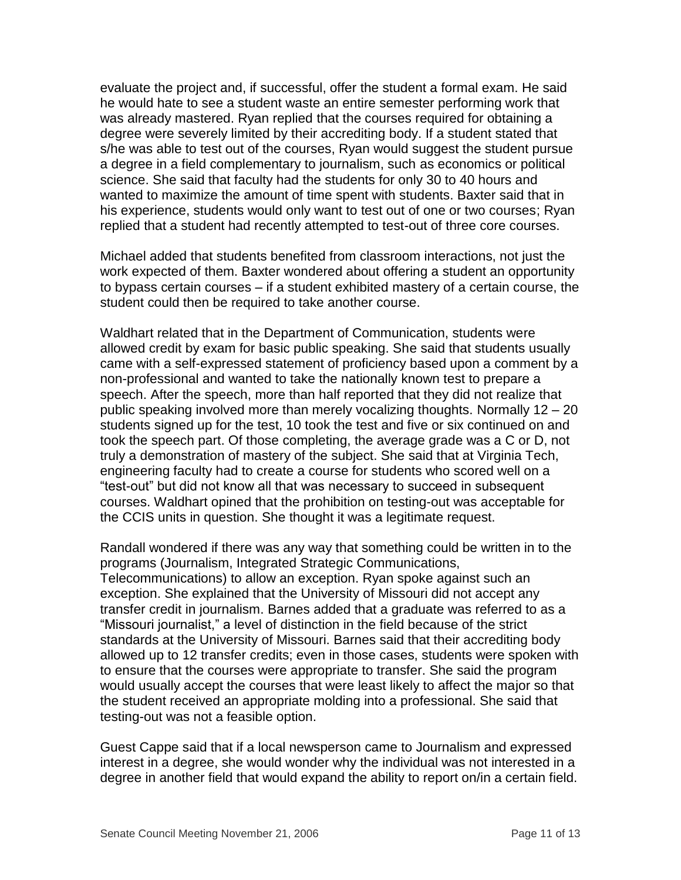evaluate the project and, if successful, offer the student a formal exam. He said he would hate to see a student waste an entire semester performing work that was already mastered. Ryan replied that the courses required for obtaining a degree were severely limited by their accrediting body. If a student stated that s/he was able to test out of the courses, Ryan would suggest the student pursue a degree in a field complementary to journalism, such as economics or political science. She said that faculty had the students for only 30 to 40 hours and wanted to maximize the amount of time spent with students. Baxter said that in his experience, students would only want to test out of one or two courses; Ryan replied that a student had recently attempted to test-out of three core courses.

Michael added that students benefited from classroom interactions, not just the work expected of them. Baxter wondered about offering a student an opportunity to bypass certain courses – if a student exhibited mastery of a certain course, the student could then be required to take another course.

Waldhart related that in the Department of Communication, students were allowed credit by exam for basic public speaking. She said that students usually came with a self-expressed statement of proficiency based upon a comment by a non-professional and wanted to take the nationally known test to prepare a speech. After the speech, more than half reported that they did not realize that public speaking involved more than merely vocalizing thoughts. Normally 12 – 20 students signed up for the test, 10 took the test and five or six continued on and took the speech part. Of those completing, the average grade was a C or D, not truly a demonstration of mastery of the subject. She said that at Virginia Tech, engineering faculty had to create a course for students who scored well on a "test-out" but did not know all that was necessary to succeed in subsequent courses. Waldhart opined that the prohibition on testing-out was acceptable for the CCIS units in question. She thought it was a legitimate request.

Randall wondered if there was any way that something could be written in to the programs (Journalism, Integrated Strategic Communications, Telecommunications) to allow an exception. Ryan spoke against such an exception. She explained that the University of Missouri did not accept any transfer credit in journalism. Barnes added that a graduate was referred to as a "Missouri journalist," a level of distinction in the field because of the strict standards at the University of Missouri. Barnes said that their accrediting body allowed up to 12 transfer credits; even in those cases, students were spoken with to ensure that the courses were appropriate to transfer. She said the program would usually accept the courses that were least likely to affect the major so that the student received an appropriate molding into a professional. She said that testing-out was not a feasible option.

Guest Cappe said that if a local newsperson came to Journalism and expressed interest in a degree, she would wonder why the individual was not interested in a degree in another field that would expand the ability to report on/in a certain field.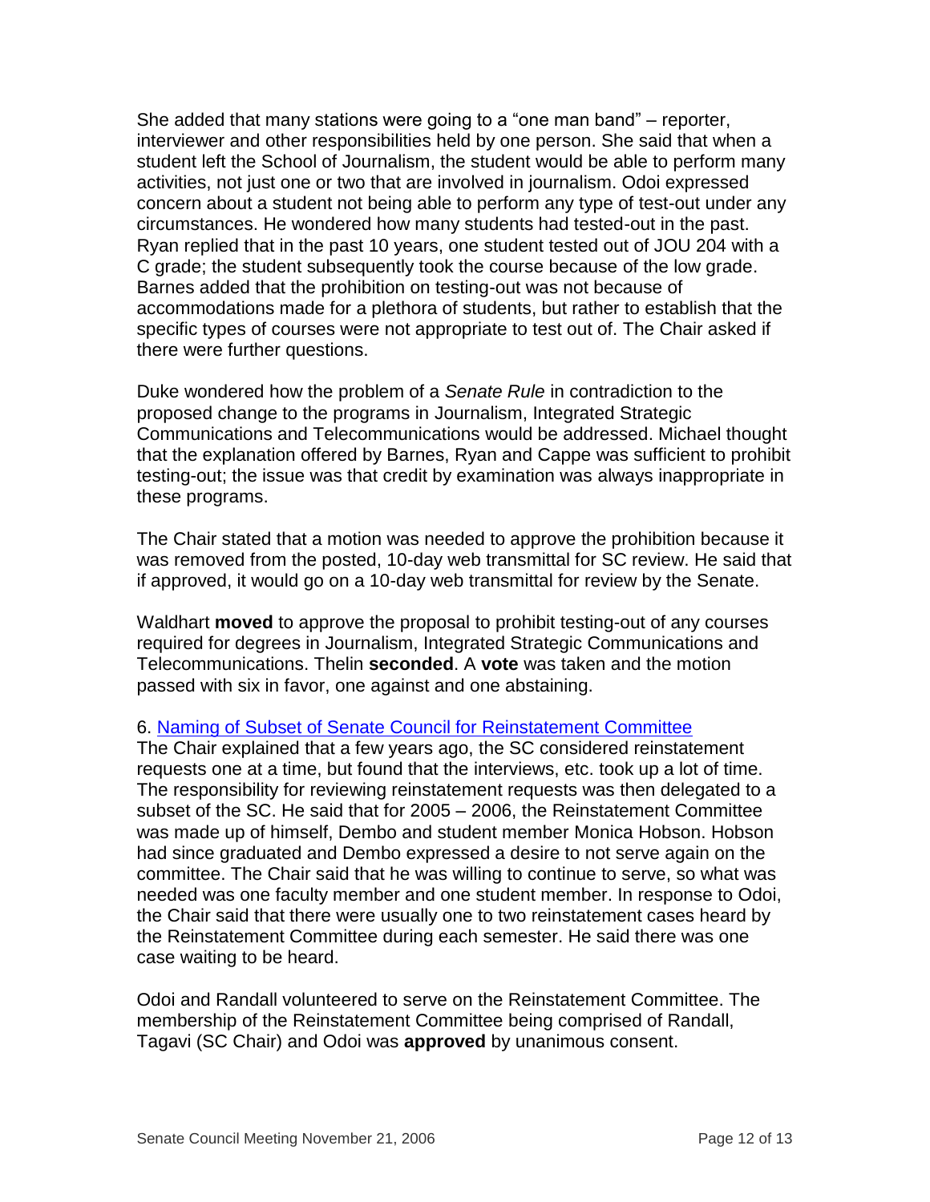She added that many stations were going to a "one man band" – reporter, interviewer and other responsibilities held by one person. She said that when a student left the School of Journalism, the student would be able to perform many activities, not just one or two that are involved in journalism. Odoi expressed concern about a student not being able to perform any type of test-out under any circumstances. He wondered how many students had tested-out in the past. Ryan replied that in the past 10 years, one student tested out of JOU 204 with a C grade; the student subsequently took the course because of the low grade. Barnes added that the prohibition on testing-out was not because of accommodations made for a plethora of students, but rather to establish that the specific types of courses were not appropriate to test out of. The Chair asked if there were further questions.

Duke wondered how the problem of a *Senate Rule* in contradiction to the proposed change to the programs in Journalism, Integrated Strategic Communications and Telecommunications would be addressed. Michael thought that the explanation offered by Barnes, Ryan and Cappe was sufficient to prohibit testing-out; the issue was that credit by examination was always inappropriate in these programs.

The Chair stated that a motion was needed to approve the prohibition because it was removed from the posted, 10-day web transmittal for SC review. He said that if approved, it would go on a 10-day web transmittal for review by the Senate.

Waldhart **moved** to approve the proposal to prohibit testing-out of any courses required for degrees in Journalism, Integrated Strategic Communications and Telecommunications. Thelin **seconded**. A **vote** was taken and the motion passed with six in favor, one against and one abstaining.

6. Naming of Subset of Senate Council for Reinstatement Committee

The Chair explained that a few years ago, the SC considered reinstatement requests one at a time, but found that the interviews, etc. took up a lot of time. The responsibility for reviewing reinstatement requests was then delegated to a subset of the SC. He said that for 2005 – 2006, the Reinstatement Committee was made up of himself, Dembo and student member Monica Hobson. Hobson had since graduated and Dembo expressed a desire to not serve again on the committee. The Chair said that he was willing to continue to serve, so what was needed was one faculty member and one student member. In response to Odoi, the Chair said that there were usually one to two reinstatement cases heard by the Reinstatement Committee during each semester. He said there was one case waiting to be heard.

Odoi and Randall volunteered to serve on the Reinstatement Committee. The membership of the Reinstatement Committee being comprised of Randall, Tagavi (SC Chair) and Odoi was **approved** by unanimous consent.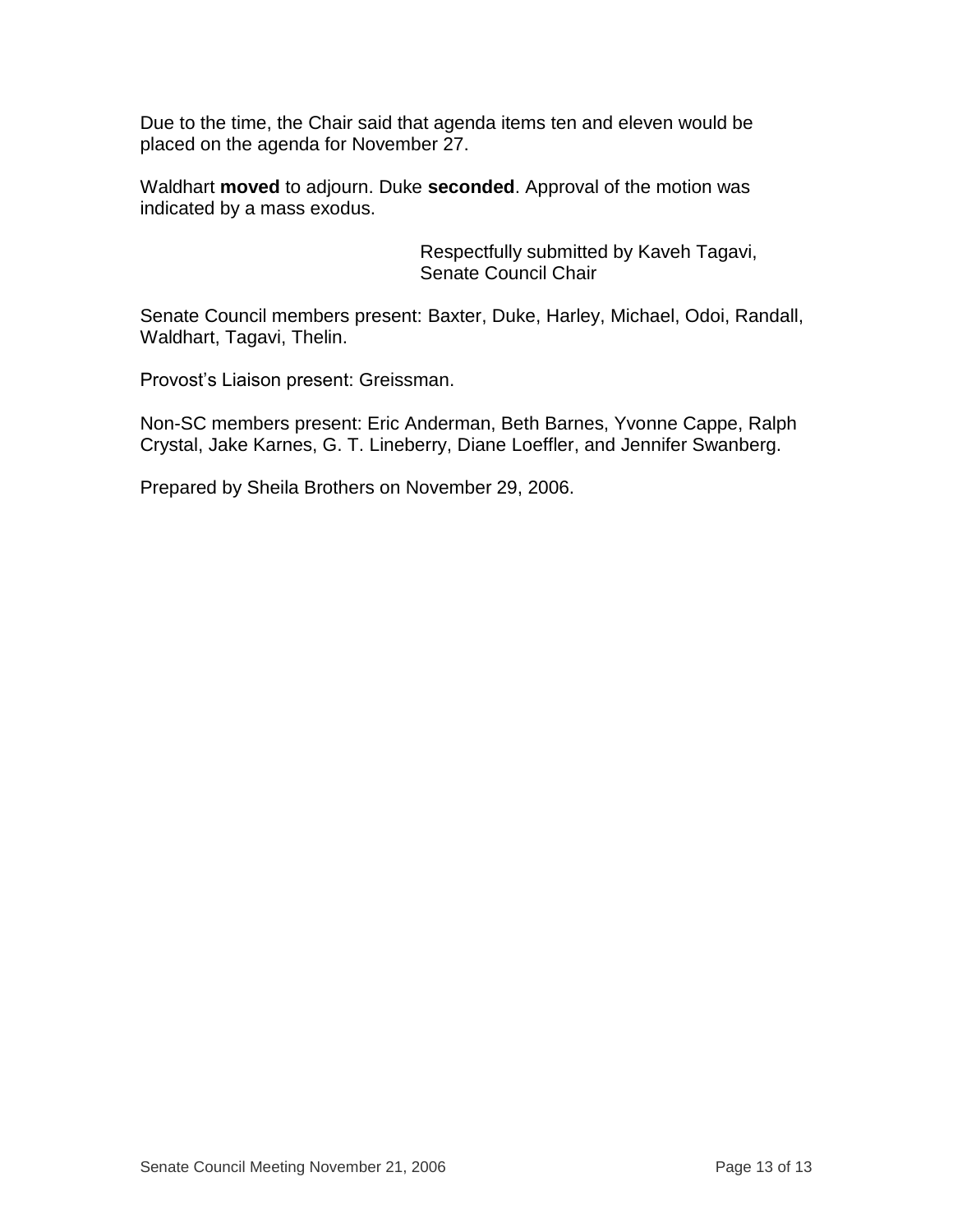Due to the time, the Chair said that agenda items ten and eleven would be placed on the agenda for November 27.

Waldhart **moved** to adjourn. Duke **seconded**. Approval of the motion was indicated by a mass exodus.

Respectfully submitted by Kaveh Tagavi,
Senate Council Chair

Senate Council members present: Baxter, Duke, Harley, Michael, Odoi, Randall, Waldhart, Tagavi, Thelin.

Provost's Liaison present: Greissman.

Non-SC members present: Eric Anderman, Beth Barnes, Yvonne Cappe, Ralph Crystal, Jake Karnes, G. T. Lineberry, Diane Loeffler, and Jennifer Swanberg.

Prepared by Sheila Brothers on November 29, 2006.